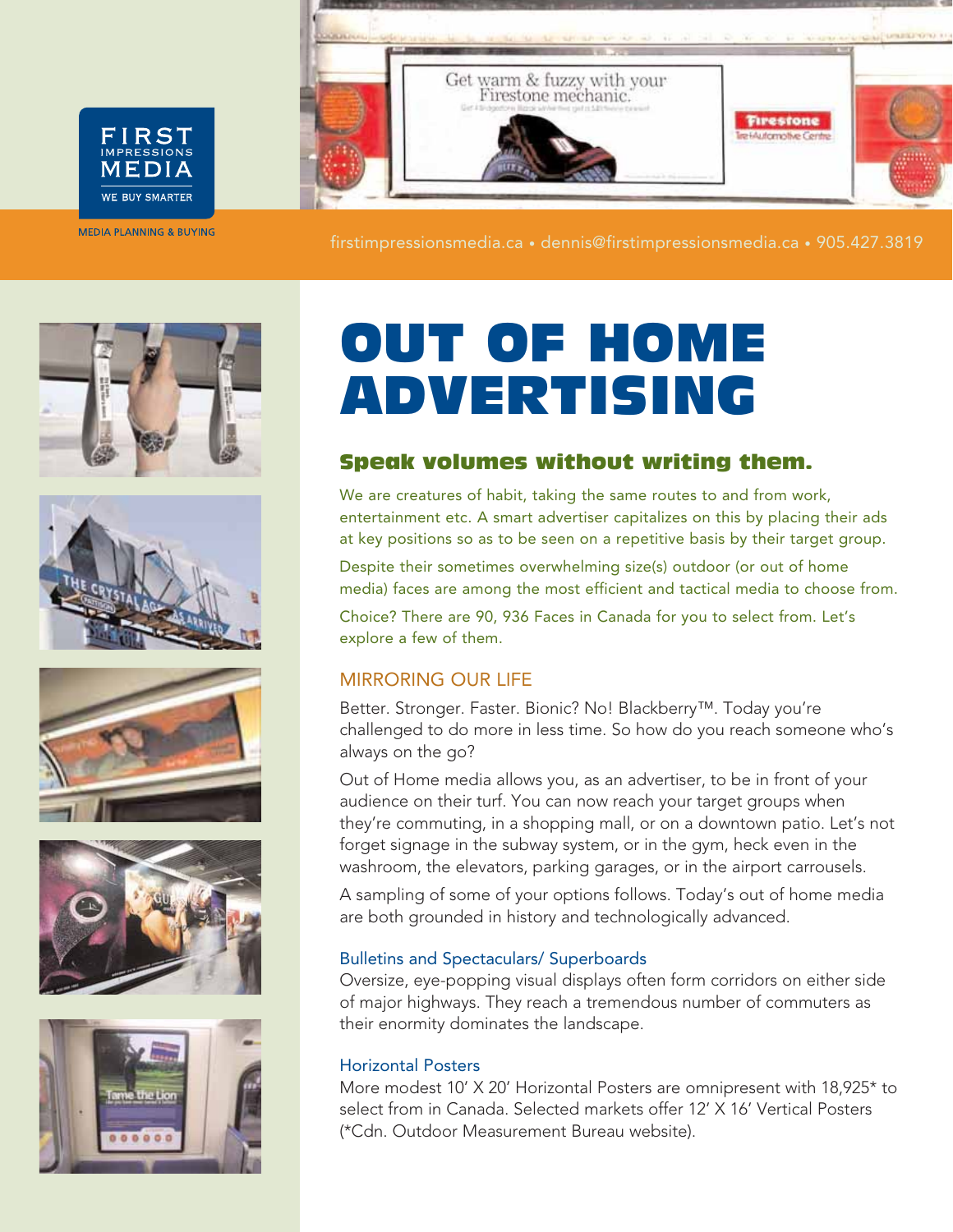FIRST IMPRESSIONS MEDIA

WE BUY SMARTER

MEDIA PLANNING & BUYING

firstimpressionsmedia.ca • dennis@firstimpressionsmedia.ca • 905.427.3819

# OUT OF HOME ADVERTISING

## Speak volumes without writing them.

We are creatures of habit, taking the same routes to and from work, entertainment etc. A smart advertiser capitalizes on this by placing their ads at key positions so as to be seen on a repetitive basis by their target group.

Despite their sometimes overwhelming size(s) outdoor (or out of home media) faces are among the most efficient and tactical media to choose from.

Choice? There are 90, 936 Faces in Canada for you to select from. Let's explore a few of them.

### MIRRORING OUR LIFE

Better. Stronger. Faster. Bionic? No! Blackberry™. Today you're challenged to do more in less time. So how do you reach someone who's always on the go?

Out of Home media allows you, as an advertiser, to be in front of your audience on their turf. You can now reach your target groups when they're commuting, in a shopping mall, or on a downtown patio. Let's not forget signage in the subway system, or in the gym, heck even in the washroom, the elevators, parking garages, or in the airport carrousels.

A sampling of some of your options follows. Today's out of home media are both grounded in history and technologically advanced.

#### Bulletins and Spectaculars/ Superboards

Oversize, eye-popping visual displays often form corridors on either side of major highways. They reach a tremendous number of commuters as their enormity dominates the landscape.

#### Horizontal Posters

More modest 10' X 20' Horizontal Posters are omnipresent with 18,925* to select from in Canada. Selected markets offer 12' X 16' Vertical Posters (*Cdn. Outdoor Measurement Bureau website).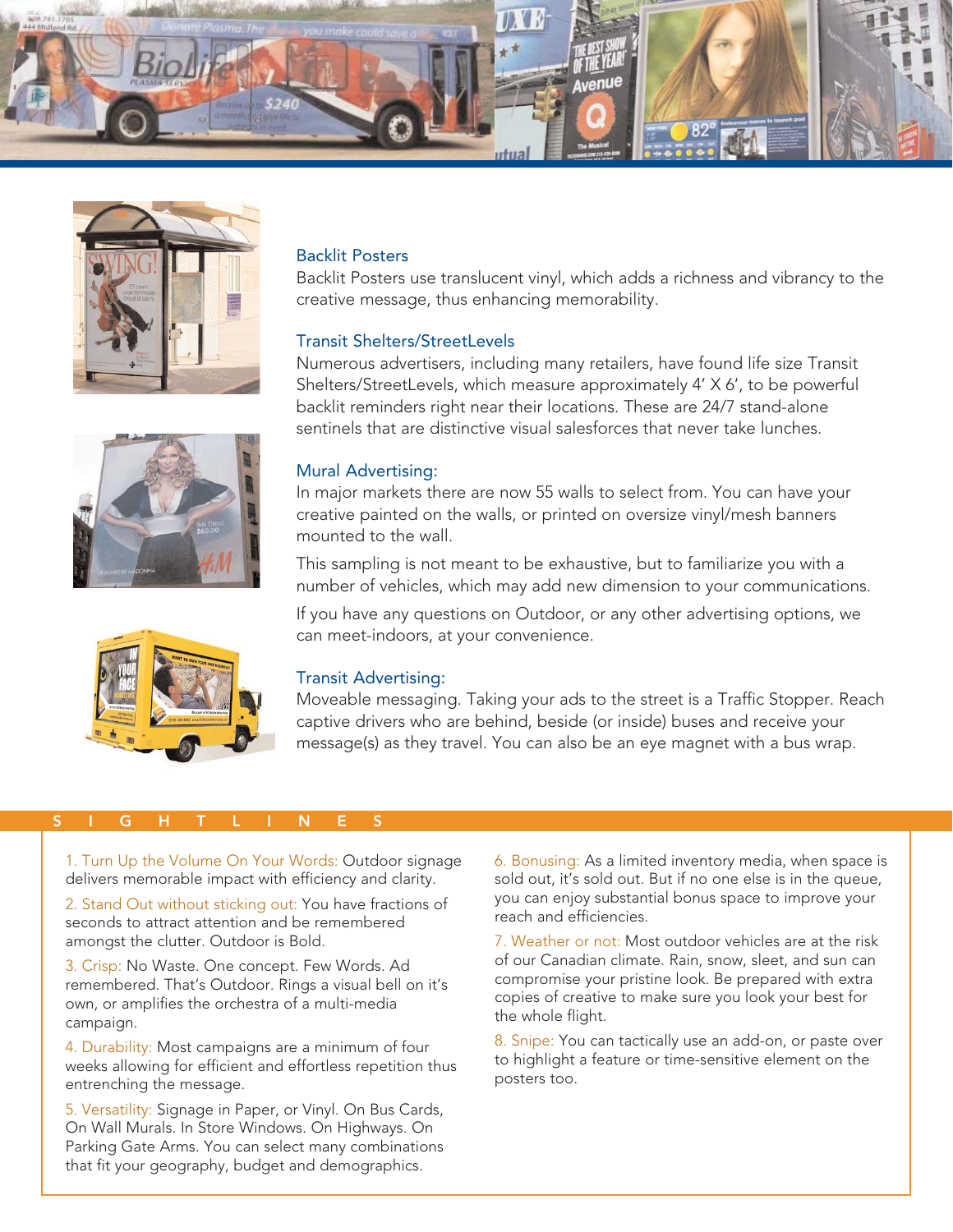### Backlit Posters

Backlit Posters use translucent vinyl, which adds a richness and vibrancy to the creative message, thus enhancing memorability.

### Transit Shelters/StreetLevels

Numerous advertisers, including many retailers, have found life size Transit Shelters/StreetLevels, which measure approximately 4' X 6', to be powerful backlit reminders right near their locations. These are 24/7 stand-alone sentinels that are distinctive visual salesforces that never take lunches.

### Mural Advertising:

In major markets there are now 55 walls to select from. You can have your creative painted on the walls, or printed on oversize vinyl/mesh banners mounted to the wall.

This sampling is not meant to be exhaustive, but to familiarize you with a number of vehicles, which may add new dimension to your communications.

If you have any questions on Outdoor, or any other advertising options, we can meet-indoors, at your convenience.

### Transit Advertising:

Moveable messaging. Taking your ads to the street is a Traffic Stopper. Reach captive drivers who are behind, beside (or inside) buses and receive your message(s) as they travel. You can also be an eye magnet with a bus wrap.

## S I G H T L I N E S

1. Turn Up the Volume On Your Words: Outdoor signage delivers memorable impact with efficiency and clarity.

2. Stand Out without sticking out: You have fractions of seconds to attract attention and be remembered amongst the clutter. Outdoor is Bold.

3. Crisp: No Waste. One concept. Few Words. Ad remembered. That's Outdoor. Rings a visual bell on it's own, or amplifies the orchestra of a multi-media campaign.

4. Durability: Most campaigns are a minimum of four weeks allowing for efficient and effortless repetition thus entrenching the message.

5. Versatility: Signage in Paper, or Vinyl. On Bus Cards, On Wall Murals. In Store Windows. On Highways. On Parking Gate Arms. You can select many combinations that fit your geography, budget and demographics.

6. Bonusing: As a limited inventory media, when space is sold out, it's sold out. But if no one else is in the queue, you can enjoy substantial bonus space to improve your reach and efficiencies.

7. Weather or not: Most outdoor vehicles are at the risk of our Canadian climate. Rain, snow, sleet, and sun can compromise your pristine look. Be prepared with extra copies of creative to make sure you look your best for the whole flight.

8. Snipe: You can tactically use an add-on, or paste over to highlight a feature or time-sensitive element on the posters too.